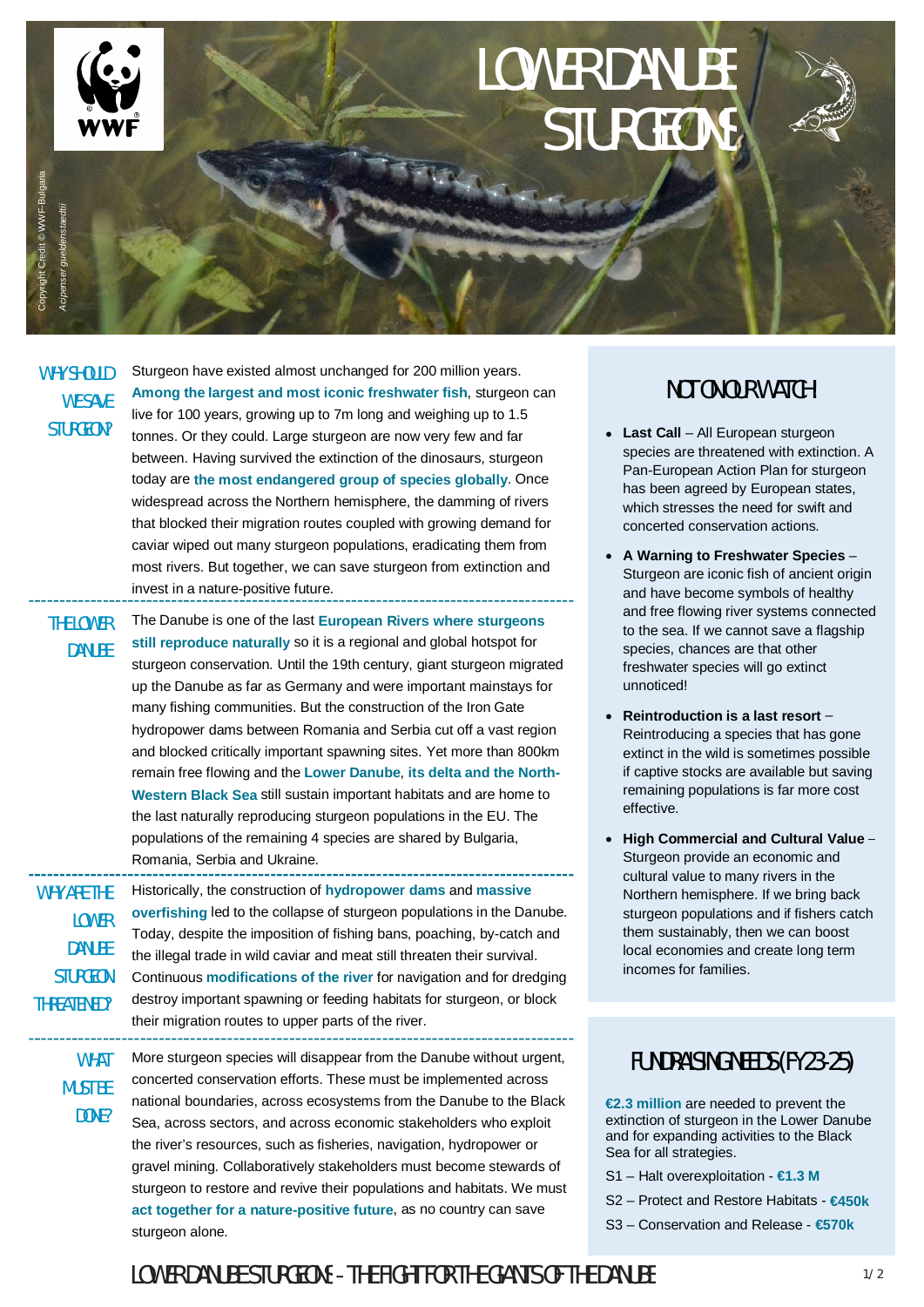# LOWER DANUBE STURGEONS

Copyright Credit © WWF-Bulgaria

*Acipenser gueldenstaedtii*

## WHY SHOULD WE SAVE STURGEON?

Sturgeon have existed almost unchanged for 200 million years. **Among the largest and most iconic freshwater fish**, sturgeon can live for 100 years, growing up to 7m long and weighing up to 1.5 tonnes. Or they could. Large sturgeon are now very few and far between. Having survived the extinction of the dinosaurs, sturgeon today are **the most endangered group of species globally**. Once widespread across the Northern hemisphere, the damming of rivers that blocked their migration routes coupled with growing demand for caviar wiped out many sturgeon populations, eradicating them from most rivers. But together, we can save sturgeon from extinction and invest in a nature-positive future.

## THE LOWER DANUBE

The Danube is one of the last **European Rivers where sturgeons still reproduce naturally** so it is a regional and global hotspot for sturgeon conservation. Until the 19th century, giant sturgeon migrated up the Danube as far as Germany and were important mainstays for many fishing communities. But the construction of the Iron Gate hydropower dams between Romania and Serbia cut off a vast region and blocked critically important spawning sites. Yet more than 800km remain free flowing and the **Lower Danube**, **its delta and the North-Western Black Sea** still sustain important habitats and are home to the last naturally reproducing sturgeon populations in the EU. The populations of the remaining 4 species are shared by Bulgaria, Romania, Serbia and Ukraine.

## WHY ARE THE LOWER DANUBE STURGEON THREATENED?

Historically, the construction of **hydropower dams** and **massive overfishing** led to the collapse of sturgeon populations in the Danube. Today, despite the imposition of fishing bans, poaching, by-catch and the illegal trade in wild caviar and meat still threaten their survival. Continuous **modifications of the river** for navigation and for dredging destroy important spawning or feeding habitats for sturgeon, or block their migration routes to upper parts of the river.

## WHAT MUST BE DONE?

More sturgeon species will disappear from the Danube without urgent, concerted conservation efforts. These must be implemented across national boundaries, across ecosystems from the Danube to the Black Sea, across sectors, and across economic stakeholders who exploit the river's resources, such as fisheries, navigation, hydropower or gravel mining. Collaboratively stakeholders must become stewards of sturgeon to restore and revive their populations and habitats. We must **act together for a nature-positive future**, as no country can save sturgeon alone.

## NOT ON OUR WATCH

- **Last Call** – All European sturgeon species are threatened with extinction. A Pan-European Action Plan for sturgeon has been agreed by European states, which stresses the need for swift and concerted conservation actions.
- **A Warning to Freshwater Species** – Sturgeon are iconic fish of ancient origin and have become symbols of healthy and free flowing river systems connected to the sea. If we cannot save a flagship species, chances are that other freshwater species will go extinct unnoticed!
- **Reintroduction is a last resort** – Reintroducing a species that has gone extinct in the wild is sometimes possible if captive stocks are available but saving remaining populations is far more cost effective.
- **High Commercial and Cultural Value** – Sturgeon provide an economic and cultural value to many rivers in the Northern hemisphere. If we bring back sturgeon populations and if fishers catch them sustainably, then we can boost local economies and create long term incomes for families.

## FUNDRAISING NEEDS (FY23-25)

**€2.3 million** are needed to prevent the extinction of sturgeon in the Lower Danube and for expanding activities to the Black Sea for all strategies.

S1 – Halt overexploitation - **€1.3 M**

S2 – Protect and Restore Habitats - **€450k**

S3 – Conservation and Release - **€570k**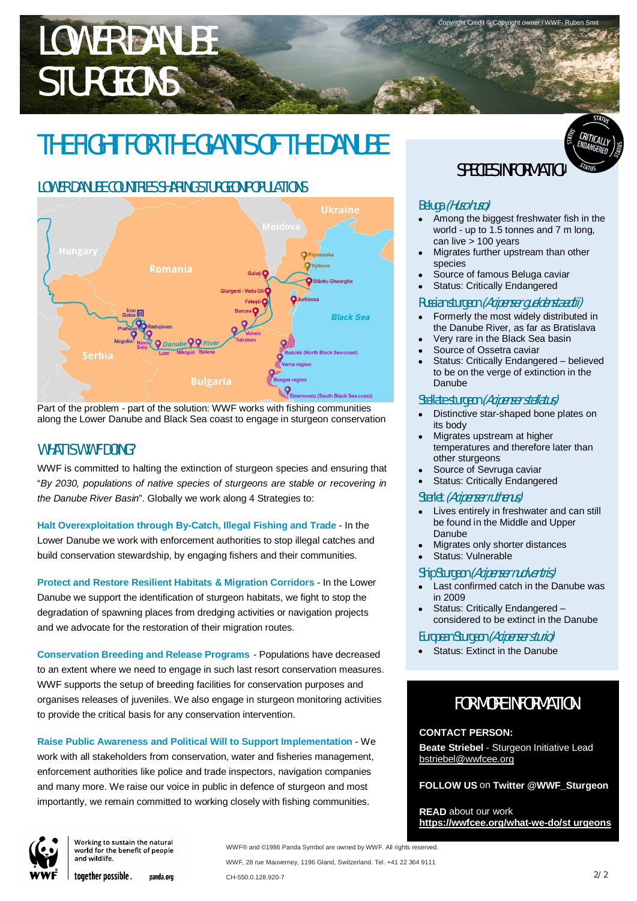# LOWER DANUBE STURGEONS

Copyright Credit © Copyright owner / WWF- Ruben Smit

# THE FIGHT FOR THE GIANTS OF THE DANUBE

## LOWER DANUBE COUNTRIES SHARING STURGEON POPULATIONS

Ukraine
Moldova
Hungary
Romania
Serbia
Bulgaria
Black Sea
Prymorske
Vylkove
Galați
Sfântu Gheorghe
Giurgeni - Vadu Oii
Jurilovca
Fetești
Borcea
Iron Gates
Prahovo
Radujevac
Negotin
Novo Selo
Danube River
Lom
Nikopol
Belene
Vetren
Tutrakan
Balchik (North Black Sea coast)
Varna region
Burgas region
Sinemoretz (South Black Sea coast)

Part of the problem - part of the solution: WWF works with fishing communities along the Lower Danube and Black Sea coast to engage in sturgeon conservation

## WHAT IS WWF DOING?

WWF is committed to halting the extinction of sturgeon species and ensuring that "*By 2030, populations of native species of sturgeons are stable or recovering in the Danube River Basin*". Globally we work along 4 Strategies to:

**Halt Overexploitation through By-Catch, Illegal Fishing and Trade** - In the Lower Danube we work with enforcement authorities to stop illegal catches and build conservation stewardship, by engaging fishers and their communities.

**Protect and Restore Resilient Habitats & Migration Corridors** - In the Lower Danube we support the identification of sturgeon habitats, we fight to stop the degradation of spawning places from dredging activities or navigation projects and we advocate for the restoration of their migration routes.

**Conservation Breeding and Release Programs** - Populations have decreased to an extent where we need to engage in such last resort conservation measures. WWF supports the setup of breeding facilities for conservation purposes and organises releases of juveniles. We also engage in sturgeon monitoring activities to provide the critical basis for any conservation intervention.

**Raise Public Awareness and Political Will to Support Implementation** - We work with all stakeholders from conservation, water and fisheries management, enforcement authorities like police and trade inspectors, navigation companies and many more. We raise our voice in public in defence of sturgeon and most importantly, we remain committed to working closely with fishing communities.

## SPECIES INFORMATION

STATUS CRITICALLY ENDANGERED STATUS

### Beluga (*Huso huso*)

- Among the biggest freshwater fish in the world - up to 1.5 tonnes and 7 m long, can live > 100 years
- Migrates further upstream than other species
- Source of famous Beluga caviar
- Status: Critically Endangered

### Russian sturgeon (*Acipenser gueldenstaedtii*)

- Formerly the most widely distributed in the Danube River, as far as Bratislava
- Very rare in the Black Sea basin
- Source of Ossetra caviar
- Status: Critically Endangered – believed to be on the verge of extinction in the Danube

### Stellate sturgeon (*Acipenser stellatus*)

- Distinctive star-shaped bone plates on its body
- Migrates upstream at higher temperatures and therefore later than other sturgeons
- Source of Sevruga caviar
- Status: Critically Endangered

### Sterlet (*Acipenser ruthenus*)

- Lives entirely in freshwater and can still be found in the Middle and Upper Danube
- Migrates only shorter distances
- Status: Vulnerable

### Ship Sturgeon (*Acipenser nudiventris*)

- Last confirmed catch in the Danube was in 2009
- Status: Critically Endangered – considered to be extinct in the Danube

### European Sturgeon (*Acipenser sturio*)

- Status: Extinct in the Danube

## FOR MORE INFORMATION

**CONTACT PERSON:**

**Beate Striebel** - Sturgeon Initiative Lead
bstriebel@wwfcee.org

**FOLLOW US** on **Twitter @WWF_Sturgeon**

**READ** about our work
**https://wwfcee.org/what-we-do/sturgeons**

Working to sustain the natural world for the benefit of people and wildlife.

together possible. panda.org

WWF® and ©1986 Panda Symbol are owned by WWF. All rights reserved.

WWF, 28 rue Mauverney, 1196 Gland, Switzerland. Tel. +41 22 364 9111

CH-550.0.128.920-7